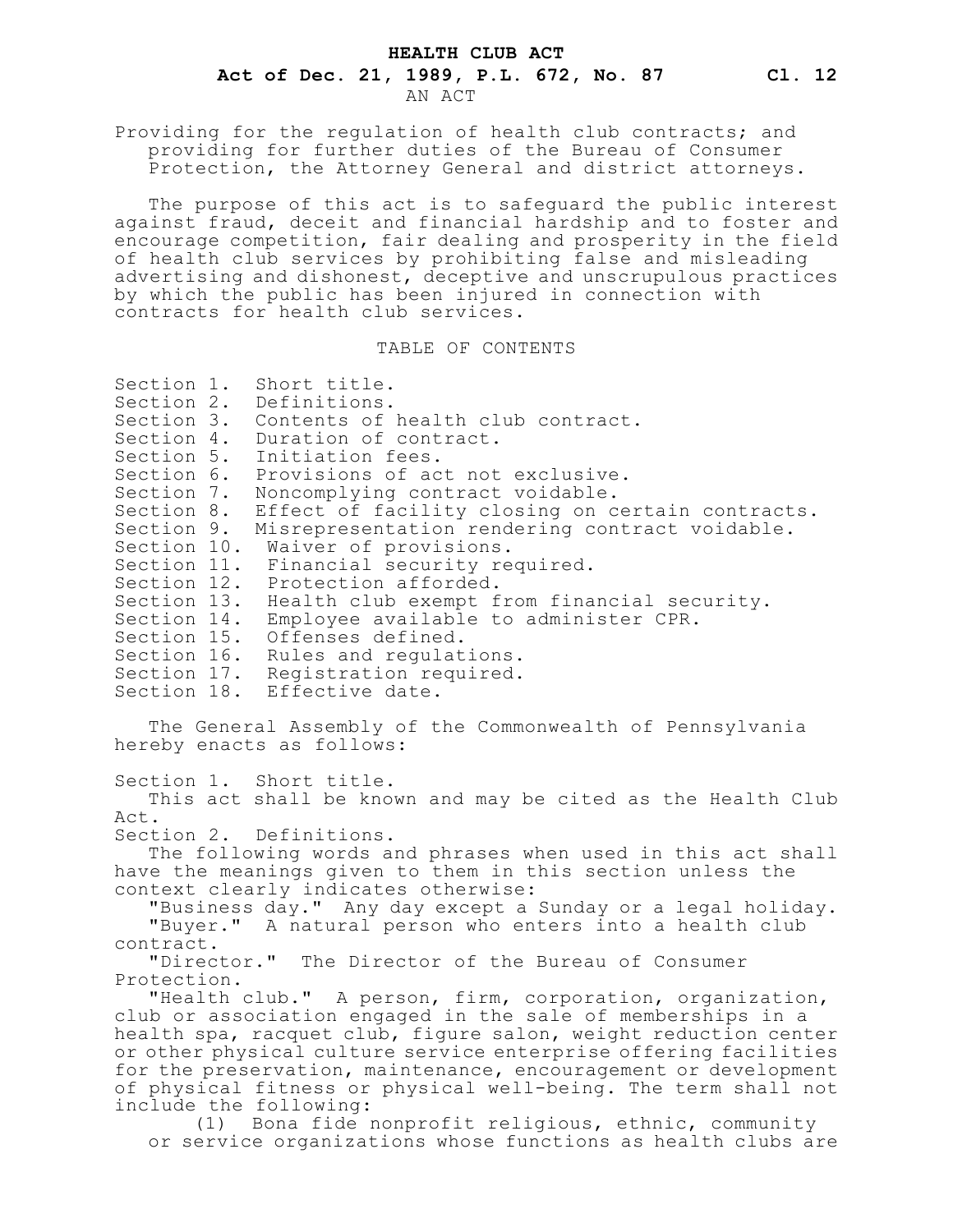# HEALTH CLUB ACT

**Act of Dec. 21, 1989, P.L. 672, No. 87** **Cl. 12**

AN ACT

Providing for the regulation of health club contracts; and providing for further duties of the Bureau of Consumer Protection, the Attorney General and district attorneys.

The purpose of this act is to safeguard the public interest against fraud, deceit and financial hardship and to foster and encourage competition, fair dealing and prosperity in the field of health club services by prohibiting false and misleading advertising and dishonest, deceptive and unscrupulous practices by which the public has been injured in connection with contracts for health club services.

## TABLE OF CONTENTS

Section 1. Short title.
Section 2. Definitions.
Section 3. Contents of health club contract.
Section 4. Duration of contract.
Section 5. Initiation fees.
Section 6. Provisions of act not exclusive.
Section 7. Noncomplying contract voidable.
Section 8. Effect of facility closing on certain contracts.
Section 9. Misrepresentation rendering contract voidable.
Section 10. Waiver of provisions.
Section 11. Financial security required.
Section 12. Protection afforded.
Section 13. Health club exempt from financial security.
Section 14. Employee available to administer CPR.
Section 15. Offenses defined.
Section 16. Rules and regulations.
Section 17. Registration required.
Section 18. Effective date.

The General Assembly of the Commonwealth of Pennsylvania hereby enacts as follows:

Section 1. Short title.

This act shall be known and may be cited as the Health Club Act.

Section 2. Definitions.

The following words and phrases when used in this act shall have the meanings given to them in this section unless the context clearly indicates otherwise:

"Business day." Any day except a Sunday or a legal holiday.

"Buyer." A natural person who enters into a health club contract.

"Director." The Director of the Bureau of Consumer Protection.

"Health club." A person, firm, corporation, organization, club or association engaged in the sale of memberships in a health spa, racquet club, figure salon, weight reduction center or other physical culture service enterprise offering facilities for the preservation, maintenance, encouragement or development of physical fitness or physical well-being. The term shall not include the following:

(1) Bona fide nonprofit religious, ethnic, community or service organizations whose functions as health clubs are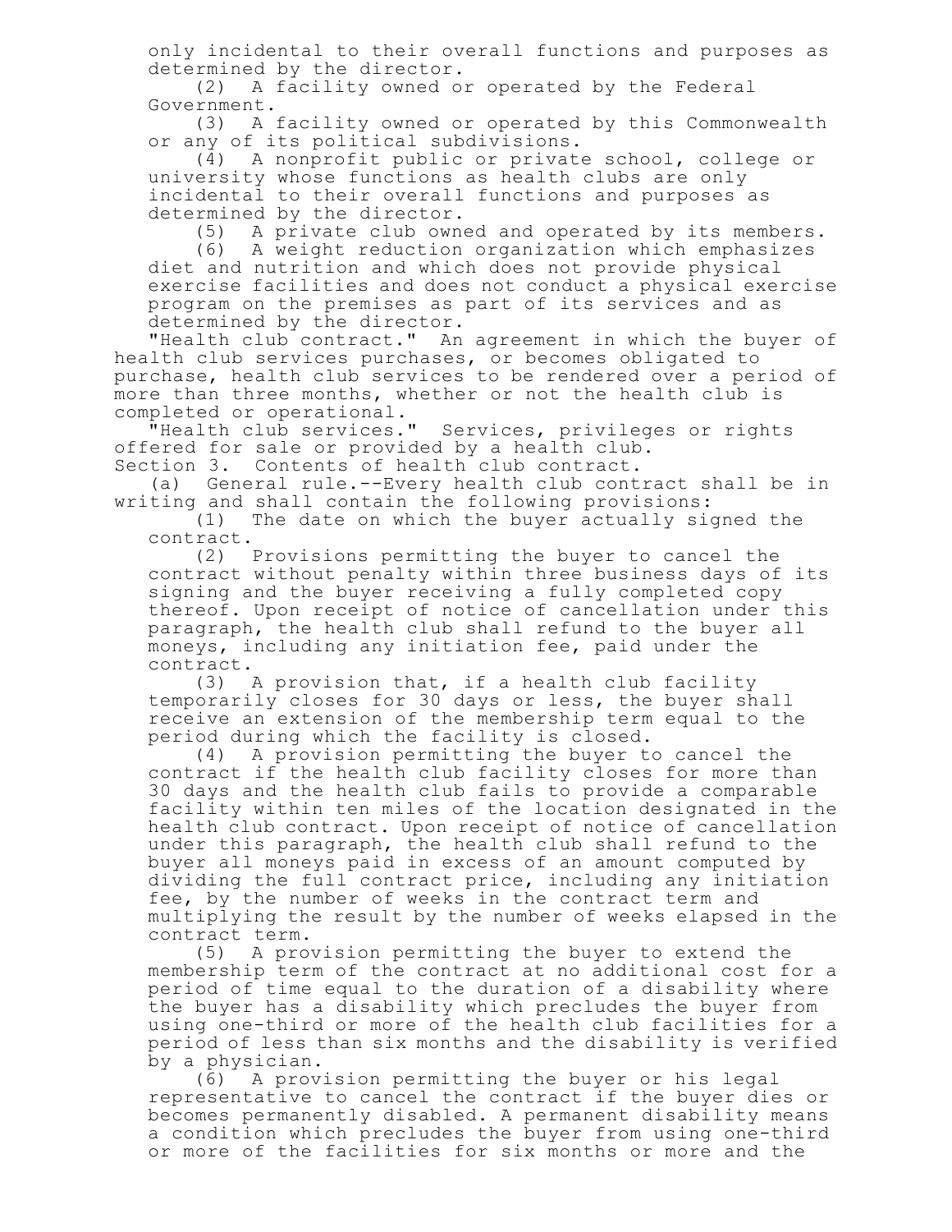only incidental to their overall functions and purposes as determined by the director.

(2) A facility owned or operated by the Federal Government.

(3) A facility owned or operated by this Commonwealth or any of its political subdivisions.

(4) A nonprofit public or private school, college or university whose functions as health clubs are only incidental to their overall functions and purposes as determined by the director.

(5) A private club owned and operated by its members.

(6) A weight reduction organization which emphasizes diet and nutrition and which does not provide physical exercise facilities and does not conduct a physical exercise program on the premises as part of its services and as determined by the director.

"Health club contract." An agreement in which the buyer of health club services purchases, or becomes obligated to purchase, health club services to be rendered over a period of more than three months, whether or not the health club is completed or operational.

"Health club services." Services, privileges or rights offered for sale or provided by a health club.

Section 3. Contents of health club contract.

(a) General rule.--Every health club contract shall be in writing and shall contain the following provisions:

(1) The date on which the buyer actually signed the contract.

(2) Provisions permitting the buyer to cancel the contract without penalty within three business days of its signing and the buyer receiving a fully completed copy thereof. Upon receipt of notice of cancellation under this paragraph, the health club shall refund to the buyer all moneys, including any initiation fee, paid under the contract.

(3) A provision that, if a health club facility temporarily closes for 30 days or less, the buyer shall receive an extension of the membership term equal to the period during which the facility is closed.

(4) A provision permitting the buyer to cancel the contract if the health club facility closes for more than 30 days and the health club fails to provide a comparable facility within ten miles of the location designated in the health club contract. Upon receipt of notice of cancellation under this paragraph, the health club shall refund to the buyer all moneys paid in excess of an amount computed by dividing the full contract price, including any initiation fee, by the number of weeks in the contract term and multiplying the result by the number of weeks elapsed in the contract term.

(5) A provision permitting the buyer to extend the membership term of the contract at no additional cost for a period of time equal to the duration of a disability where the buyer has a disability which precludes the buyer from using one-third or more of the health club facilities for a period of less than six months and the disability is verified by a physician.

(6) A provision permitting the buyer or his legal representative to cancel the contract if the buyer dies or becomes permanently disabled. A permanent disability means a condition which precludes the buyer from using one-third or more of the facilities for six months or more and the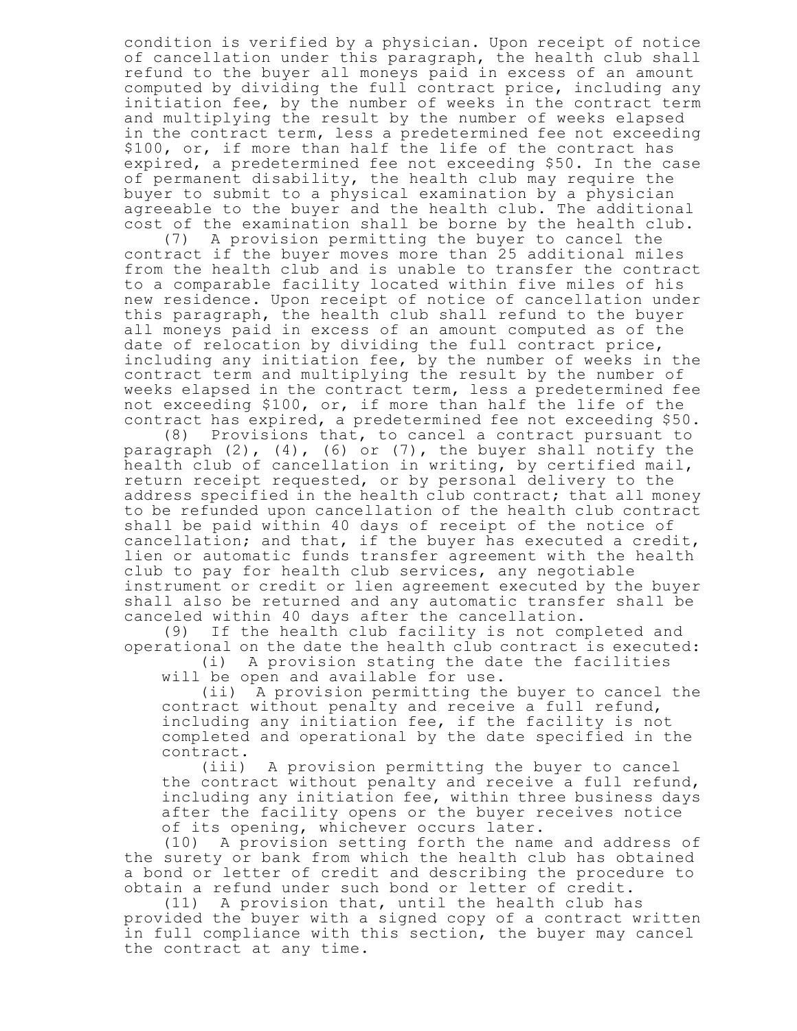condition is verified by a physician. Upon receipt of notice of cancellation under this paragraph, the health club shall refund to the buyer all moneys paid in excess of an amount computed by dividing the full contract price, including any initiation fee, by the number of weeks in the contract term and multiplying the result by the number of weeks elapsed in the contract term, less a predetermined fee not exceeding $100, or, if more than half the life of the contract has expired, a predetermined fee not exceeding $50. In the case of permanent disability, the health club may require the buyer to submit to a physical examination by a physician agreeable to the buyer and the health club. The additional cost of the examination shall be borne by the health club.

(7) A provision permitting the buyer to cancel the contract if the buyer moves more than 25 additional miles from the health club and is unable to transfer the contract to a comparable facility located within five miles of his new residence. Upon receipt of notice of cancellation under this paragraph, the health club shall refund to the buyer all moneys paid in excess of an amount computed as of the date of relocation by dividing the full contract price, including any initiation fee, by the number of weeks in the contract term and multiplying the result by the number of weeks elapsed in the contract term, less a predetermined fee not exceeding $100, or, if more than half the life of the contract has expired, a predetermined fee not exceeding $50.

(8) Provisions that, to cancel a contract pursuant to paragraph (2), (4), (6) or (7), the buyer shall notify the health club of cancellation in writing, by certified mail, return receipt requested, or by personal delivery to the address specified in the health club contract; that all money to be refunded upon cancellation of the health club contract shall be paid within 40 days of receipt of the notice of cancellation; and that, if the buyer has executed a credit, lien or automatic funds transfer agreement with the health club to pay for health club services, any negotiable instrument or credit or lien agreement executed by the buyer shall also be returned and any automatic transfer shall be canceled within 40 days after the cancellation.

(9) If the health club facility is not completed and operational on the date the health club contract is executed:

(i) A provision stating the date the facilities will be open and available for use.

(ii) A provision permitting the buyer to cancel the contract without penalty and receive a full refund, including any initiation fee, if the facility is not completed and operational by the date specified in the contract.

(iii) A provision permitting the buyer to cancel the contract without penalty and receive a full refund, including any initiation fee, within three business days after the facility opens or the buyer receives notice of its opening, whichever occurs later.

(10) A provision setting forth the name and address of the surety or bank from which the health club has obtained a bond or letter of credit and describing the procedure to obtain a refund under such bond or letter of credit.

(11) A provision that, until the health club has provided the buyer with a signed copy of a contract written in full compliance with this section, the buyer may cancel the contract at any time.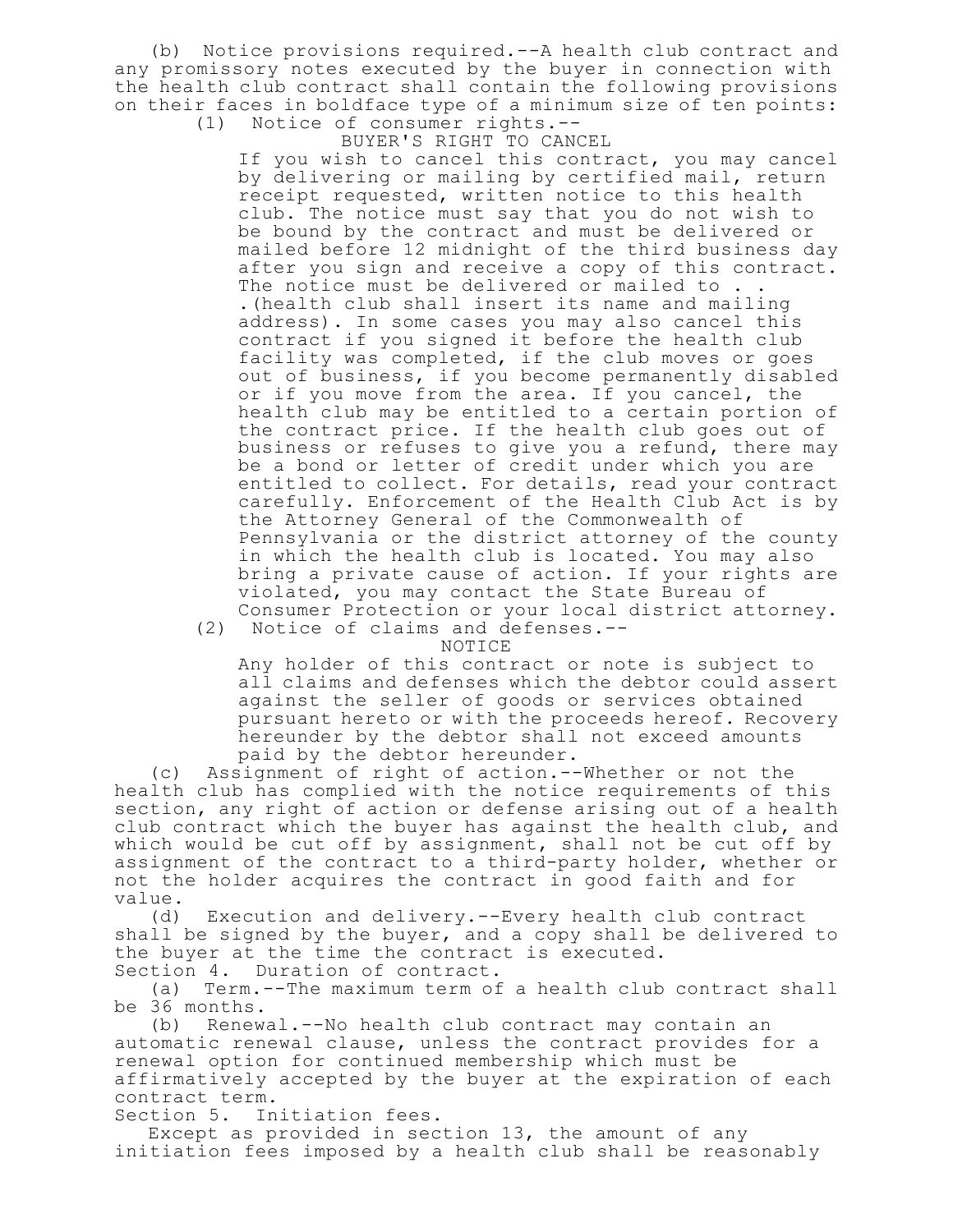(b) Notice provisions required.--A health club contract and any promissory notes executed by the buyer in connection with the health club contract shall contain the following provisions on their faces in boldface type of a minimum size of ten points:

(1) Notice of consumer rights.--

BUYER'S RIGHT TO CANCEL

If you wish to cancel this contract, you may cancel by delivering or mailing by certified mail, return receipt requested, written notice to this health club. The notice must say that you do not wish to be bound by the contract and must be delivered or mailed before 12 midnight of the third business day after you sign and receive a copy of this contract. The notice must be delivered or mailed to . . .(health club shall insert its name and mailing address). In some cases you may also cancel this contract if you signed it before the health club facility was completed, if the club moves or goes out of business, if you become permanently disabled or if you move from the area. If you cancel, the health club may be entitled to a certain portion of the contract price. If the health club goes out of business or refuses to give you a refund, there may be a bond or letter of credit under which you are entitled to collect. For details, read your contract carefully. Enforcement of the Health Club Act is by the Attorney General of the Commonwealth of Pennsylvania or the district attorney of the county in which the health club is located. You may also bring a private cause of action. If your rights are violated, you may contact the State Bureau of Consumer Protection or your local district attorney.

(2) Notice of claims and defenses.--

NOTICE

Any holder of this contract or note is subject to all claims and defenses which the debtor could assert against the seller of goods or services obtained pursuant hereto or with the proceeds hereof. Recovery hereunder by the debtor shall not exceed amounts paid by the debtor hereunder.

(c) Assignment of right of action.--Whether or not the health club has complied with the notice requirements of this section, any right of action or defense arising out of a health club contract which the buyer has against the health club, and which would be cut off by assignment, shall not be cut off by assignment of the contract to a third-party holder, whether or not the holder acquires the contract in good faith and for value.

(d) Execution and delivery.--Every health club contract shall be signed by the buyer, and a copy shall be delivered to the buyer at the time the contract is executed.

Section 4. Duration of contract.

(a) Term.--The maximum term of a health club contract shall be 36 months.

(b) Renewal.--No health club contract may contain an automatic renewal clause, unless the contract provides for a renewal option for continued membership which must be affirmatively accepted by the buyer at the expiration of each contract term.

Section 5. Initiation fees.

Except as provided in section 13, the amount of any initiation fees imposed by a health club shall be reasonably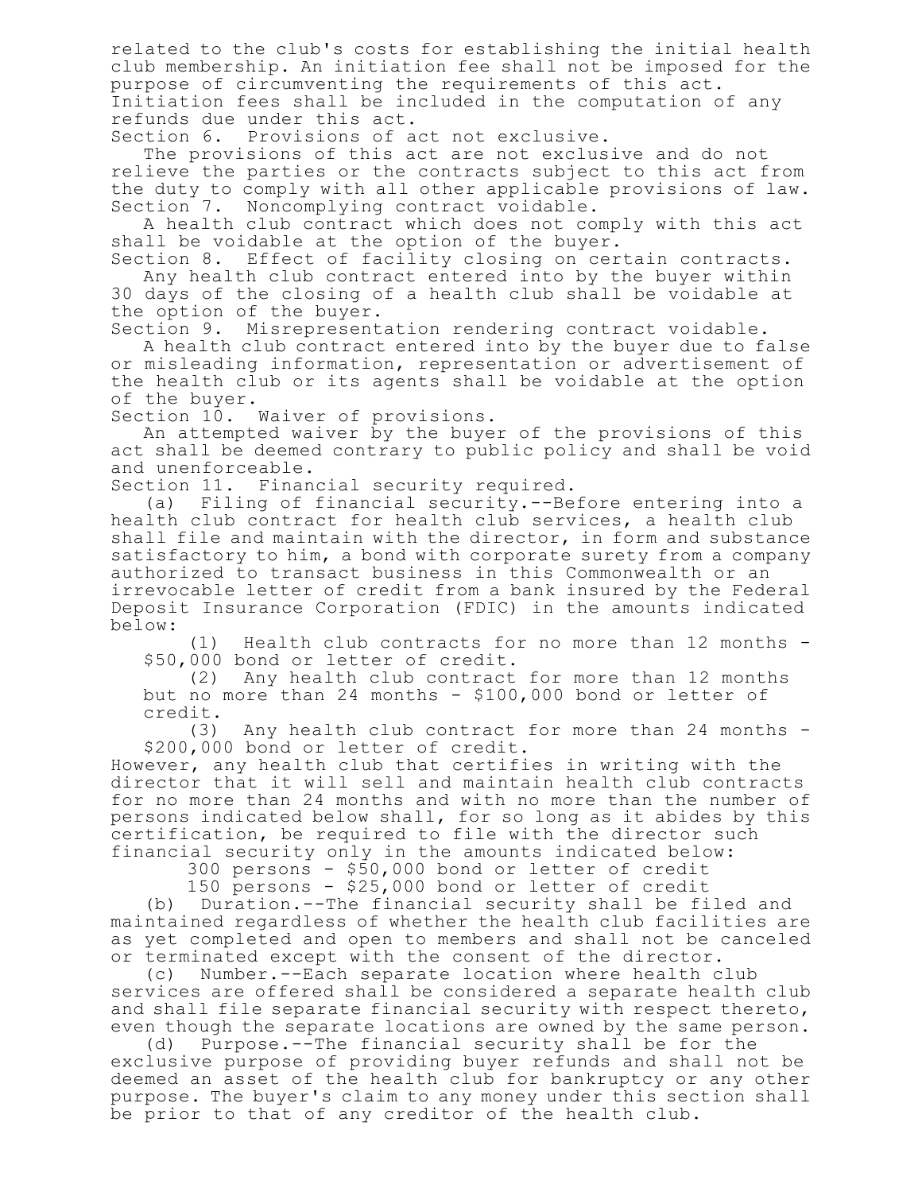related to the club's costs for establishing the initial health club membership. An initiation fee shall not be imposed for the purpose of circumventing the requirements of this act. Initiation fees shall be included in the computation of any refunds due under this act.

Section 6. Provisions of act not exclusive.

The provisions of this act are not exclusive and do not relieve the parties or the contracts subject to this act from the duty to comply with all other applicable provisions of law.

Section 7. Noncomplying contract voidable.

A health club contract which does not comply with this act shall be voidable at the option of the buyer.

Section 8. Effect of facility closing on certain contracts.

Any health club contract entered into by the buyer within 30 days of the closing of a health club shall be voidable at the option of the buyer.

Section 9. Misrepresentation rendering contract voidable.

A health club contract entered into by the buyer due to false or misleading information, representation or advertisement of the health club or its agents shall be voidable at the option of the buyer.

Section 10. Waiver of provisions.

An attempted waiver by the buyer of the provisions of this act shall be deemed contrary to public policy and shall be void and unenforceable.

Section 11. Financial security required.

(a) Filing of financial security.--Before entering into a health club contract for health club services, a health club shall file and maintain with the director, in form and substance satisfactory to him, a bond with corporate surety from a company authorized to transact business in this Commonwealth or an irrevocable letter of credit from a bank insured by the Federal Deposit Insurance Corporation (FDIC) in the amounts indicated below:

(1) Health club contracts for no more than 12 months - $50,000 bond or letter of credit.

(2) Any health club contract for more than 12 months but no more than 24 months - $100,000 bond or letter of credit.

(3) Any health club contract for more than 24 months - $200,000 bond or letter of credit.

However, any health club that certifies in writing with the director that it will sell and maintain health club contracts for no more than 24 months and with no more than the number of persons indicated below shall, for so long as it abides by this certification, be required to file with the director such financial security only in the amounts indicated below:

300 persons - $50,000 bond or letter of credit

150 persons - $25,000 bond or letter of credit

(b) Duration.--The financial security shall be filed and maintained regardless of whether the health club facilities are as yet completed and open to members and shall not be canceled or terminated except with the consent of the director.

(c) Number.--Each separate location where health club services are offered shall be considered a separate health club and shall file separate financial security with respect thereto, even though the separate locations are owned by the same person.

(d) Purpose.--The financial security shall be for the exclusive purpose of providing buyer refunds and shall not be deemed an asset of the health club for bankruptcy or any other purpose. The buyer's claim to any money under this section shall be prior to that of any creditor of the health club.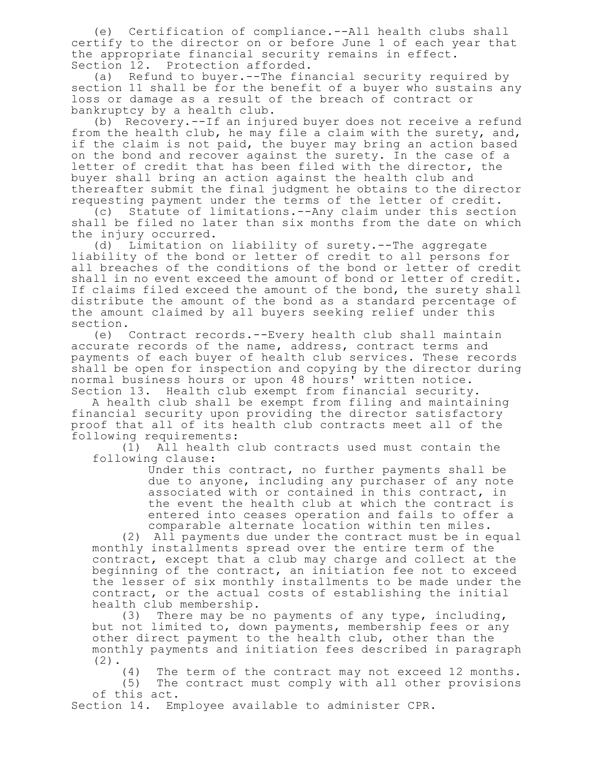(e) Certification of compliance.--All health clubs shall certify to the director on or before June 1 of each year that the appropriate financial security remains in effect.

Section 12. Protection afforded.

(a) Refund to buyer.--The financial security required by section 11 shall be for the benefit of a buyer who sustains any loss or damage as a result of the breach of contract or bankruptcy by a health club.

(b) Recovery.--If an injured buyer does not receive a refund from the health club, he may file a claim with the surety, and, if the claim is not paid, the buyer may bring an action based on the bond and recover against the surety. In the case of a letter of credit that has been filed with the director, the buyer shall bring an action against the health club and thereafter submit the final judgment he obtains to the director requesting payment under the terms of the letter of credit.

(c) Statute of limitations.--Any claim under this section shall be filed no later than six months from the date on which the injury occurred.

(d) Limitation on liability of surety.--The aggregate liability of the bond or letter of credit to all persons for all breaches of the conditions of the bond or letter of credit shall in no event exceed the amount of bond or letter of credit. If claims filed exceed the amount of the bond, the surety shall distribute the amount of the bond as a standard percentage of the amount claimed by all buyers seeking relief under this section.

(e) Contract records.--Every health club shall maintain accurate records of the name, address, contract terms and payments of each buyer of health club services. These records shall be open for inspection and copying by the director during normal business hours or upon 48 hours' written notice.

Section 13. Health club exempt from financial security.

A health club shall be exempt from filing and maintaining financial security upon providing the director satisfactory proof that all of its health club contracts meet all of the following requirements:

(1) All health club contracts used must contain the following clause:

> Under this contract, no further payments shall be due to anyone, including any purchaser of any note associated with or contained in this contract, in the event the health club at which the contract is entered into ceases operation and fails to offer a comparable alternate location within ten miles.

(2) All payments due under the contract must be in equal monthly installments spread over the entire term of the contract, except that a club may charge and collect at the beginning of the contract, an initiation fee not to exceed the lesser of six monthly installments to be made under the contract, or the actual costs of establishing the initial health club membership.

(3) There may be no payments of any type, including, but not limited to, down payments, membership fees or any other direct payment to the health club, other than the monthly payments and initiation fees described in paragraph (2).

(4) The term of the contract may not exceed 12 months.

(5) The contract must comply with all other provisions of this act.

Section 14. Employee available to administer CPR.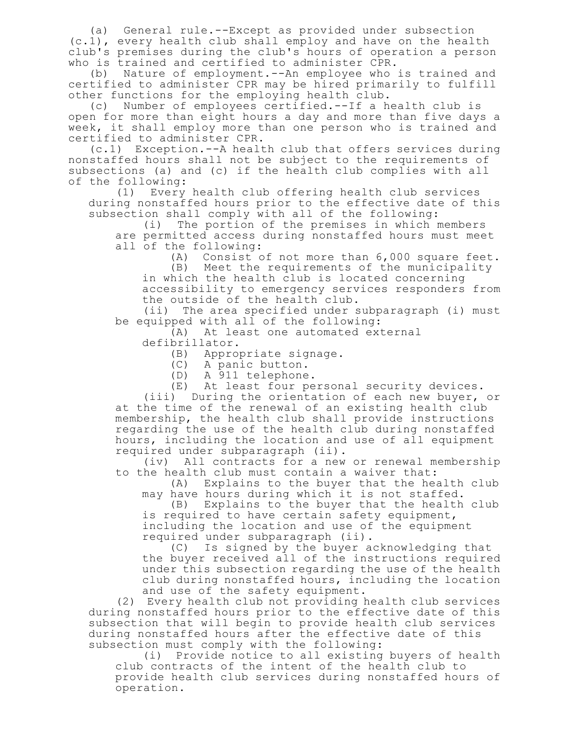(a) General rule.--Except as provided under subsection (c.1), every health club shall employ and have on the health club's premises during the club's hours of operation a person who is trained and certified to administer CPR.

(b) Nature of employment.--An employee who is trained and certified to administer CPR may be hired primarily to fulfill other functions for the employing health club.

(c) Number of employees certified.--If a health club is open for more than eight hours a day and more than five days a week, it shall employ more than one person who is trained and certified to administer CPR.

(c.1) Exception.--A health club that offers services during nonstaffed hours shall not be subject to the requirements of subsections (a) and (c) if the health club complies with all of the following:

(1) Every health club offering health club services during nonstaffed hours prior to the effective date of this subsection shall comply with all of the following:

(i) The portion of the premises in which members are permitted access during nonstaffed hours must meet all of the following:

(A) Consist of not more than 6,000 square feet.

(B) Meet the requirements of the municipality in which the health club is located concerning accessibility to emergency services responders from the outside of the health club.

(ii) The area specified under subparagraph (i) must be equipped with all of the following:

(A) At least one automated external defibrillator.

(B) Appropriate signage.

(C) A panic button.

(D) A 911 telephone.

(E) At least four personal security devices.

(iii) During the orientation of each new buyer, or at the time of the renewal of an existing health club membership, the health club shall provide instructions regarding the use of the health club during nonstaffed hours, including the location and use of all equipment required under subparagraph (ii).

(iv) All contracts for a new or renewal membership to the health club must contain a waiver that:

(A) Explains to the buyer that the health club may have hours during which it is not staffed.

(B) Explains to the buyer that the health club is required to have certain safety equipment, including the location and use of the equipment required under subparagraph (ii).

(C) Is signed by the buyer acknowledging that the buyer received all of the instructions required under this subsection regarding the use of the health club during nonstaffed hours, including the location and use of the safety equipment.

(2) Every health club not providing health club services during nonstaffed hours prior to the effective date of this subsection that will begin to provide health club services during nonstaffed hours after the effective date of this subsection must comply with the following:

(i) Provide notice to all existing buyers of health club contracts of the intent of the health club to provide health club services during nonstaffed hours of operation.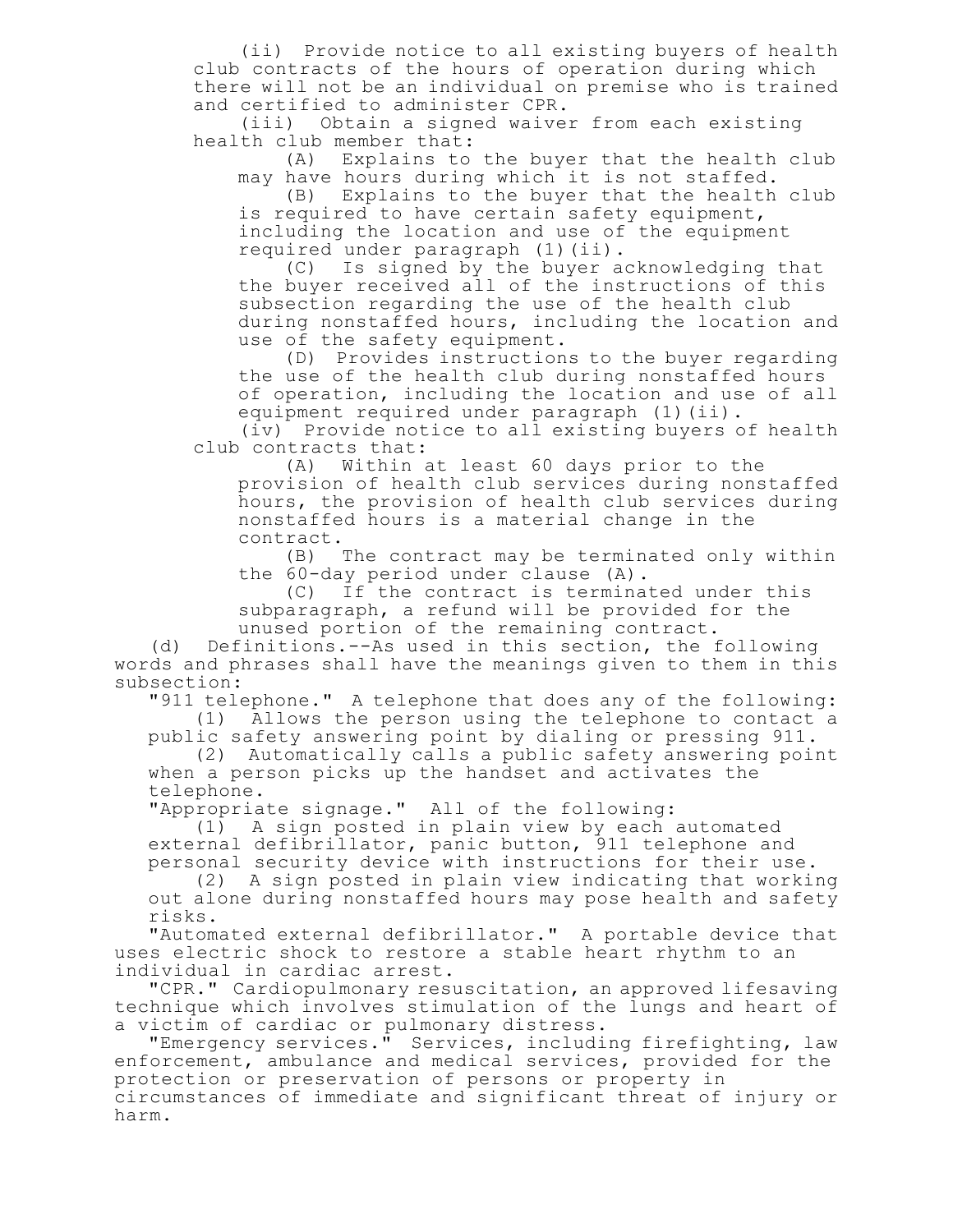(ii) Provide notice to all existing buyers of health club contracts of the hours of operation during which there will not be an individual on premise who is trained and certified to administer CPR.

(iii) Obtain a signed waiver from each existing health club member that:

(A) Explains to the buyer that the health club may have hours during which it is not staffed.

(B) Explains to the buyer that the health club is required to have certain safety equipment, including the location and use of the equipment required under paragraph (1)(ii).

(C) Is signed by the buyer acknowledging that the buyer received all of the instructions of this subsection regarding the use of the health club during nonstaffed hours, including the location and use of the safety equipment.

(D) Provides instructions to the buyer regarding the use of the health club during nonstaffed hours of operation, including the location and use of all equipment required under paragraph (1)(ii).

(iv) Provide notice to all existing buyers of health club contracts that:

(A) Within at least 60 days prior to the provision of health club services during nonstaffed hours, the provision of health club services during nonstaffed hours is a material change in the contract.

(B) The contract may be terminated only within the 60-day period under clause (A).

(C) If the contract is terminated under this subparagraph, a refund will be provided for the unused portion of the remaining contract.

(d) Definitions.--As used in this section, the following words and phrases shall have the meanings given to them in this subsection:

"911 telephone." A telephone that does any of the following:

(1) Allows the person using the telephone to contact a public safety answering point by dialing or pressing 911.

(2) Automatically calls a public safety answering point when a person picks up the handset and activates the telephone.

"Appropriate signage." All of the following:

(1) A sign posted in plain view by each automated external defibrillator, panic button, 911 telephone and personal security device with instructions for their use.

(2) A sign posted in plain view indicating that working out alone during nonstaffed hours may pose health and safety risks.

"Automated external defibrillator." A portable device that uses electric shock to restore a stable heart rhythm to an individual in cardiac arrest.

"CPR." Cardiopulmonary resuscitation, an approved lifesaving technique which involves stimulation of the lungs and heart of a victim of cardiac or pulmonary distress.

"Emergency services." Services, including firefighting, law enforcement, ambulance and medical services, provided for the protection or preservation of persons or property in circumstances of immediate and significant threat of injury or harm.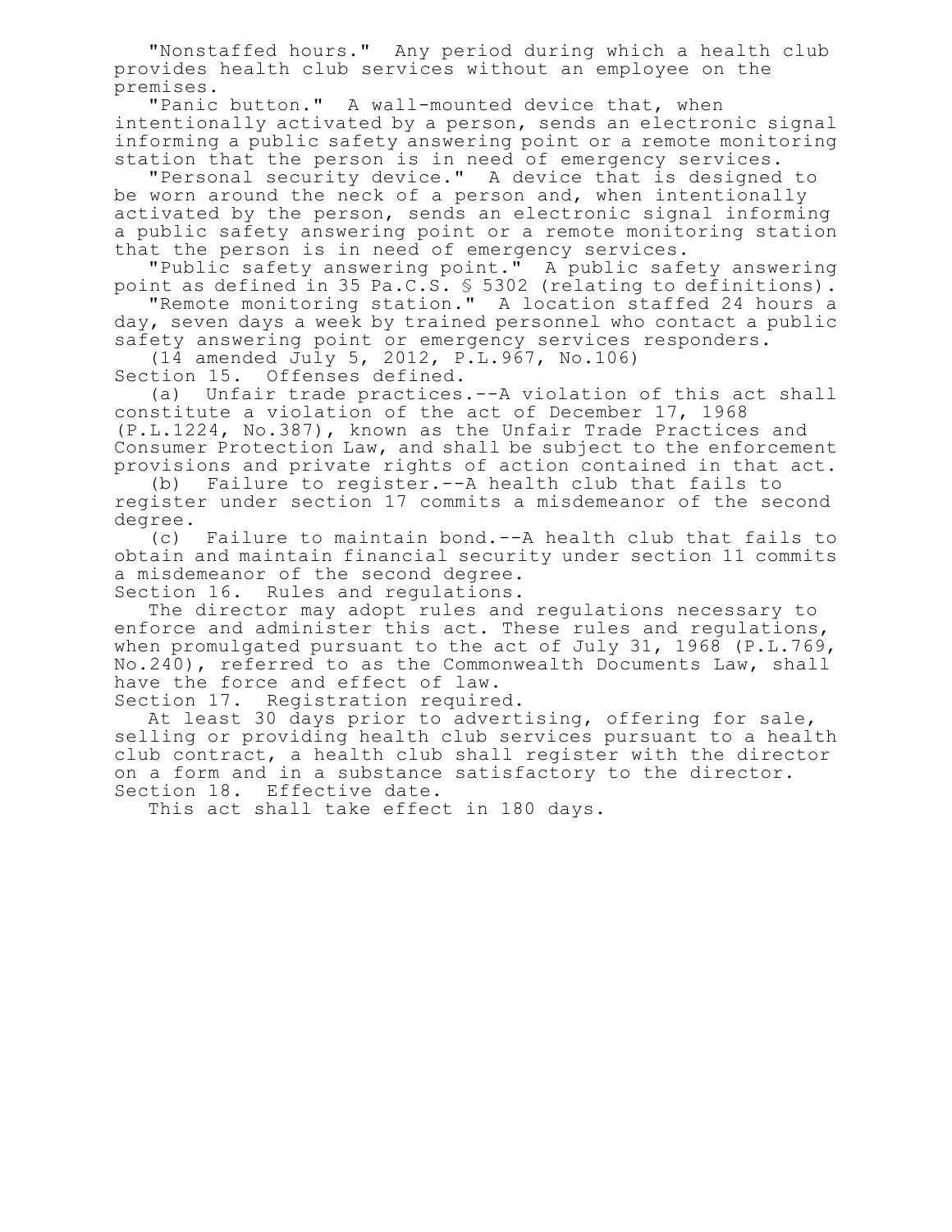"Nonstaffed hours." Any period during which a health club provides health club services without an employee on the premises.

"Panic button." A wall-mounted device that, when intentionally activated by a person, sends an electronic signal informing a public safety answering point or a remote monitoring station that the person is in need of emergency services.

"Personal security device." A device that is designed to be worn around the neck of a person and, when intentionally activated by the person, sends an electronic signal informing a public safety answering point or a remote monitoring station that the person is in need of emergency services.

"Public safety answering point." A public safety answering point as defined in 35 Pa.C.S. § 5302 (relating to definitions).

"Remote monitoring station." A location staffed 24 hours a day, seven days a week by trained personnel who contact a public safety answering point or emergency services responders.

(14 amended July 5, 2012, P.L.967, No.106)

Section 15. Offenses defined.

(a) Unfair trade practices.--A violation of this act shall constitute a violation of the act of December 17, 1968 (P.L.1224, No.387), known as the Unfair Trade Practices and Consumer Protection Law, and shall be subject to the enforcement provisions and private rights of action contained in that act.

(b) Failure to register.--A health club that fails to register under section 17 commits a misdemeanor of the second degree.

(c) Failure to maintain bond.--A health club that fails to obtain and maintain financial security under section 11 commits a misdemeanor of the second degree.

Section 16. Rules and regulations.

The director may adopt rules and regulations necessary to enforce and administer this act. These rules and regulations, when promulgated pursuant to the act of July 31, 1968 (P.L.769, No.240), referred to as the Commonwealth Documents Law, shall have the force and effect of law.

Section 17. Registration required.

At least 30 days prior to advertising, offering for sale, selling or providing health club services pursuant to a health club contract, a health club shall register with the director on a form and in a substance satisfactory to the director.

Section 18. Effective date.

This act shall take effect in 180 days.